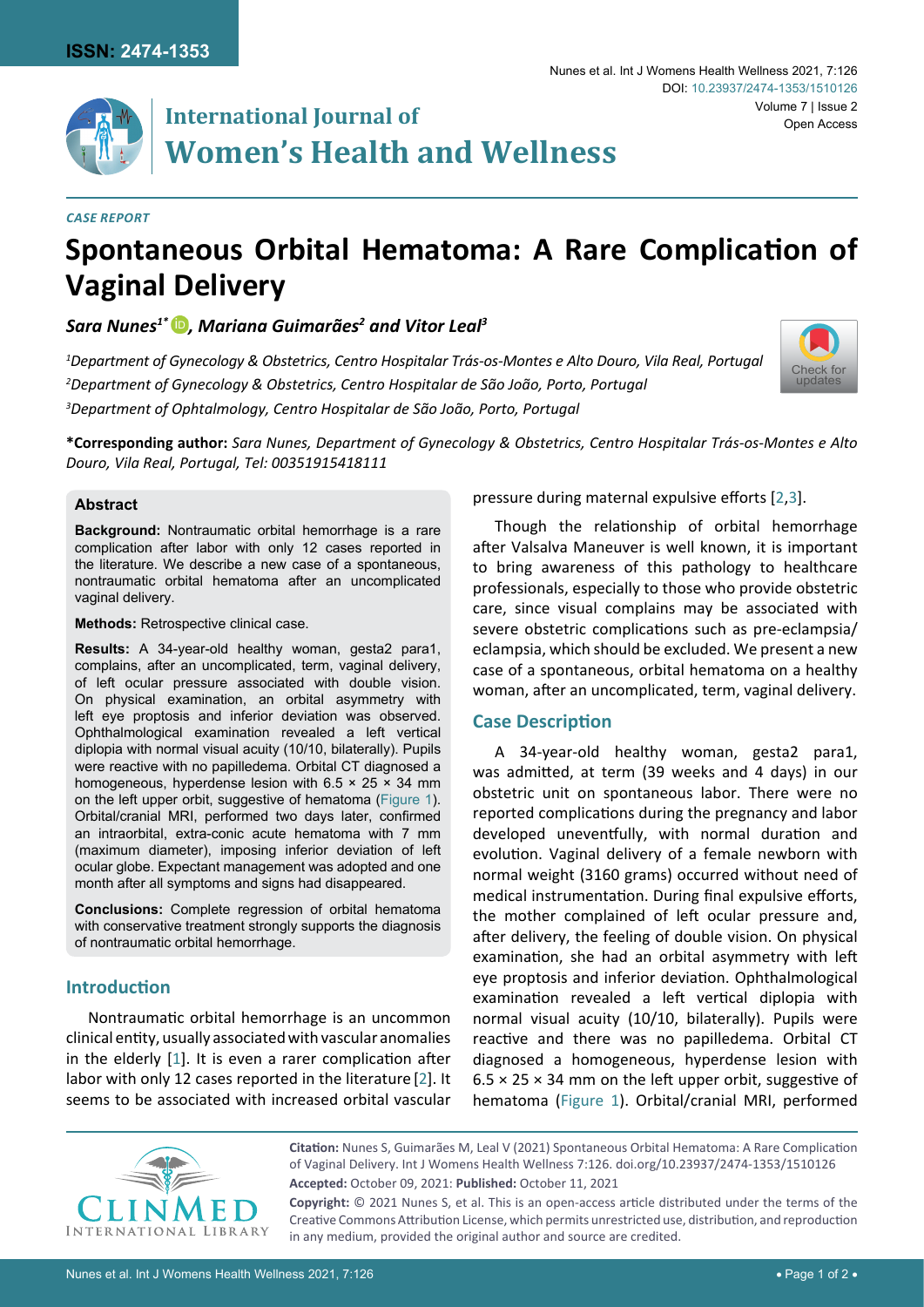# International Journal of Women's Health and Wellness

*CASE REPORT*

# Spontaneous Orbital Hematoma: A Rare Complication of Vaginal Delivery

***Sara Nunes[1*], Mariana Guimarães[2] and Vitor Leal[3]***

*[1]Department of Gynecology & Obstetrics, Centro Hospitalar Trás-os-Montes e Alto Douro, Vila Real, Portugal*
*[2]Department of Gynecology & Obstetrics, Centro Hospitalar de São João, Porto, Portugal*
*[3]Department of Ophtalmology, Centro Hospitalar de São João, Porto, Portugal*

**\*Corresponding author:** *Sara Nunes, Department of Gynecology & Obstetrics, Centro Hospitalar Trás-os-Montes e Alto Douro, Vila Real, Portugal, Tel: 00351915418111*

## Abstract

**Background:** Nontraumatic orbital hemorrhage is a rare complication after labor with only 12 cases reported in the literature. We describe a new case of a spontaneous, nontraumatic orbital hematoma after an uncomplicated vaginal delivery.

**Methods:** Retrospective clinical case.

**Results:** A 34-year-old healthy woman, gesta2 para1, complains, after an uncomplicated, term, vaginal delivery, of left ocular pressure associated with double vision. On physical examination, an orbital asymmetry with left eye proptosis and inferior deviation was observed. Ophthalmological examination revealed a left vertical diplopia with normal visual acuity (10/10, bilaterally). Pupils were reactive with no papilledema. Orbital CT diagnosed a homogeneous, hyperdense lesion with 6.5 × 25 × 34 mm on the left upper orbit, suggestive of hematoma (Figure 1). Orbital/cranial MRI, performed two days later, confirmed an intraorbital, extra-conic acute hematoma with 7 mm (maximum diameter), imposing inferior deviation of left ocular globe. Expectant management was adopted and one month after all symptoms and signs had disappeared.

**Conclusions:** Complete regression of orbital hematoma with conservative treatment strongly supports the diagnosis of nontraumatic orbital hemorrhage.

## Introduction

Nontraumatic orbital hemorrhage is an uncommon clinical entity, usually associated with vascular anomalies in the elderly [1]. It is even a rarer complication after labor with only 12 cases reported in the literature [2]. It seems to be associated with increased orbital vascular pressure during maternal expulsive efforts [2,3].

Though the relationship of orbital hemorrhage after Valsalva Maneuver is well known, it is important to bring awareness of this pathology to healthcare professionals, especially to those who provide obstetric care, since visual complains may be associated with severe obstetric complications such as pre-eclampsia/eclampsia, which should be excluded. We present a new case of a spontaneous, orbital hematoma on a healthy woman, after an uncomplicated, term, vaginal delivery.

## Case Description

A 34-year-old healthy woman, gesta2 para1, was admitted, at term (39 weeks and 4 days) in our obstetric unit on spontaneous labor. There were no reported complications during the pregnancy and labor developed uneventfully, with normal duration and evolution. Vaginal delivery of a female newborn with normal weight (3160 grams) occurred without need of medical instrumentation. During final expulsive efforts, the mother complained of left ocular pressure and, after delivery, the feeling of double vision. On physical examination, she had an orbital asymmetry with left eye proptosis and inferior deviation. Ophthalmological examination revealed a left vertical diplopia with normal visual acuity (10/10, bilaterally). Pupils were reactive and there was no papilledema. Orbital CT diagnosed a homogeneous, hyperdense lesion with 6.5 × 25 × 34 mm on the left upper orbit, suggestive of hematoma (Figure 1). Orbital/cranial MRI, performed

**Citation:** Nunes S, Guimarães M, Leal V (2021) Spontaneous Orbital Hematoma: A Rare Complication of Vaginal Delivery. Int J Womens Health Wellness 7:126. doi.org/10.23937/2474-1353/1510126

**Accepted:** October 09, 2021: **Published:** October 11, 2021

**Copyright:** © 2021 Nunes S, et al. This is an open-access article distributed under the terms of the Creative Commons Attribution License, which permits unrestricted use, distribution, and reproduction in any medium, provided the original author and source are credited.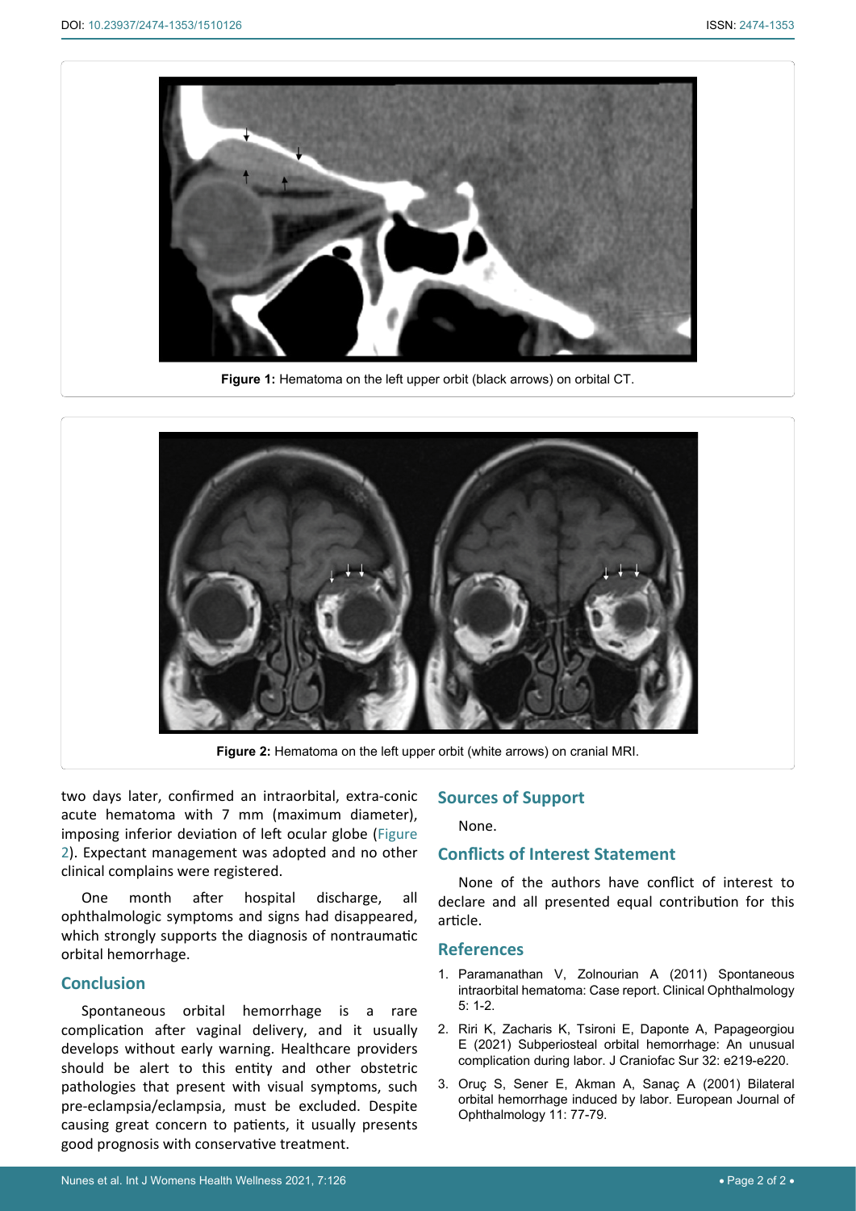Figure 1: Hematoma on the left upper orbit (black arrows) on orbital CT.

Figure 2: Hematoma on the left upper orbit (white arrows) on cranial MRI.

two days later, confirmed an intraorbital, extra-conic acute hematoma with 7 mm (maximum diameter), imposing inferior deviation of left ocular globe (Figure 2). Expectant management was adopted and no other clinical complains were registered.

One month after hospital discharge, all ophthalmologic symptoms and signs had disappeared, which strongly supports the diagnosis of nontraumatic orbital hemorrhage.

## Conclusion

Spontaneous orbital hemorrhage is a rare complication after vaginal delivery, and it usually develops without early warning. Healthcare providers should be alert to this entity and other obstetric pathologies that present with visual symptoms, such pre-eclampsia/eclampsia, must be excluded. Despite causing great concern to patients, it usually presents good prognosis with conservative treatment.

## Sources of Support

None.

## Conflicts of Interest Statement

None of the authors have conflict of interest to declare and all presented equal contribution for this article.

## References

1. Paramanathan V, Zolnourian A (2011) Spontaneous intraorbital hematoma: Case report. Clinical Ophthalmology 5: 1-2.
2. Riri K, Zacharis K, Tsironi E, Daponte A, Papageorgiou E (2021) Subperiosteal orbital hemorrhage: An unusual complication during labor. J Craniofac Sur 32: e219-e220.
3. Oruç S, Sener E, Akman A, Sanaç A (2001) Bilateral orbital hemorrhage induced by labor. European Journal of Ophthalmology 11: 77-79.